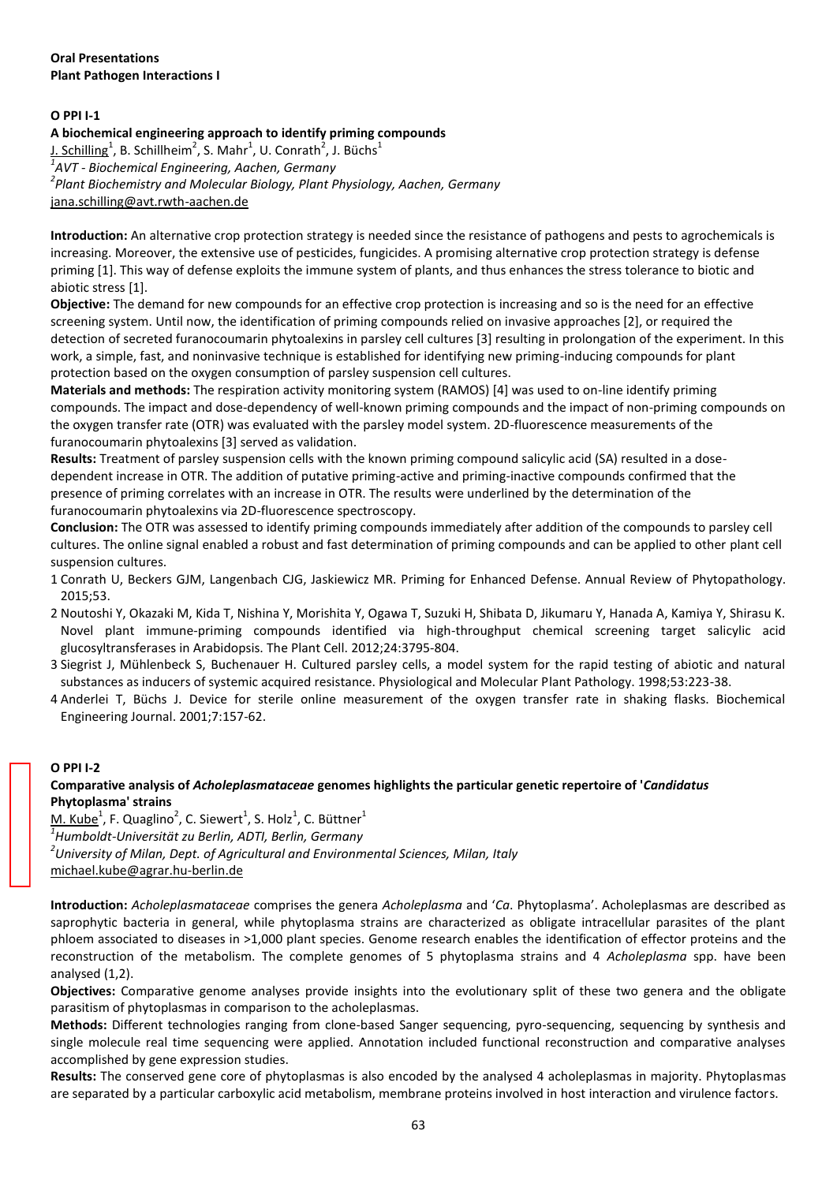**Oral Presentations**
**Plant Pathogen Interactions I**

**O PPI I-1**

**A biochemical engineering approach to identify priming compounds**

J. Schilling[1], B. Schillheim[2], S. Mahr[1], U. Conrath[2], J. Büchs[1]

[1]*AVT - Biochemical Engineering, Aachen, Germany*

[2]*Plant Biochemistry and Molecular Biology, Plant Physiology, Aachen, Germany*

jana.schilling@avt.rwth-aachen.de

**Introduction:** An alternative crop protection strategy is needed since the resistance of pathogens and pests to agrochemicals is increasing. Moreover, the extensive use of pesticides, fungicides. A promising alternative crop protection strategy is defense priming [1]. This way of defense exploits the immune system of plants, and thus enhances the stress tolerance to biotic and abiotic stress [1].

**Objective:** The demand for new compounds for an effective crop protection is increasing and so is the need for an effective screening system. Until now, the identification of priming compounds relied on invasive approaches [2], or required the detection of secreted furanocoumarin phytoalexins in parsley cell cultures [3] resulting in prolongation of the experiment. In this work, a simple, fast, and noninvasive technique is established for identifying new priming-inducing compounds for plant protection based on the oxygen consumption of parsley suspension cell cultures.

**Materials and methods:** The respiration activity monitoring system (RAMOS) [4] was used to on-line identify priming compounds. The impact and dose-dependency of well-known priming compounds and the impact of non-priming compounds on the oxygen transfer rate (OTR) was evaluated with the parsley model system. 2D-fluorescence measurements of the furanocoumarin phytoalexins [3] served as validation.

**Results:** Treatment of parsley suspension cells with the known priming compound salicylic acid (SA) resulted in a dose-dependent increase in OTR. The addition of putative priming-active and priming-inactive compounds confirmed that the presence of priming correlates with an increase in OTR. The results were underlined by the determination of the furanocoumarin phytoalexins via 2D-fluorescence spectroscopy.

**Conclusion:** The OTR was assessed to identify priming compounds immediately after addition of the compounds to parsley cell cultures. The online signal enabled a robust and fast determination of priming compounds and can be applied to other plant cell suspension cultures.

1 Conrath U, Beckers GJM, Langenbach CJG, Jaskiewicz MR. Priming for Enhanced Defense. Annual Review of Phytopathology. 2015;53.

2 Noutoshi Y, Okazaki M, Kida T, Nishina Y, Morishita Y, Ogawa T, Suzuki H, Shibata D, Jikumaru Y, Hanada A, Kamiya Y, Shirasu K. Novel plant immune-priming compounds identified via high-throughput chemical screening target salicylic acid glucosyltransferases in Arabidopsis. The Plant Cell. 2012;24:3795-804.

3 Siegrist J, Mühlenbeck S, Buchenauer H. Cultured parsley cells, a model system for the rapid testing of abiotic and natural substances as inducers of systemic acquired resistance. Physiological and Molecular Plant Pathology. 1998;53:223-38.

4 Anderlei T, Büchs J. Device for sterile online measurement of the oxygen transfer rate in shaking flasks. Biochemical Engineering Journal. 2001;7:157-62.

**O PPI I-2**

**Comparative analysis of *Acholeplasmataceae* genomes highlights the particular genetic repertoire of '*Candidatus* Phytoplasma' strains**

M. Kube[1], F. Quaglino[2], C. Siewert[1], S. Holz[1], C. Büttner[1]

[1]*Humboldt-Universität zu Berlin, ADTI, Berlin, Germany*

[2]*University of Milan, Dept. of Agricultural and Environmental Sciences, Milan, Italy*

michael.kube@agrar.hu-berlin.de

**Introduction:** *Acholeplasmataceae* comprises the genera *Acholeplasma* and '*Ca*. Phytoplasma'. Acholeplasmas are described as saprophytic bacteria in general, while phytoplasma strains are characterized as obligate intracellular parasites of the plant phloem associated to diseases in >1,000 plant species. Genome research enables the identification of effector proteins and the reconstruction of the metabolism. The complete genomes of 5 phytoplasma strains and 4 *Acholeplasma* spp. have been analysed (1,2).

**Objectives:** Comparative genome analyses provide insights into the evolutionary split of these two genera and the obligate parasitism of phytoplasmas in comparison to the acholeplasmas.

**Methods:** Different technologies ranging from clone-based Sanger sequencing, pyro-sequencing, sequencing by synthesis and single molecule real time sequencing were applied. Annotation included functional reconstruction and comparative analyses accomplished by gene expression studies.

**Results:** The conserved gene core of phytoplasmas is also encoded by the analysed 4 acholeplasmas in majority. Phytoplasmas are separated by a particular carboxylic acid metabolism, membrane proteins involved in host interaction and virulence factors.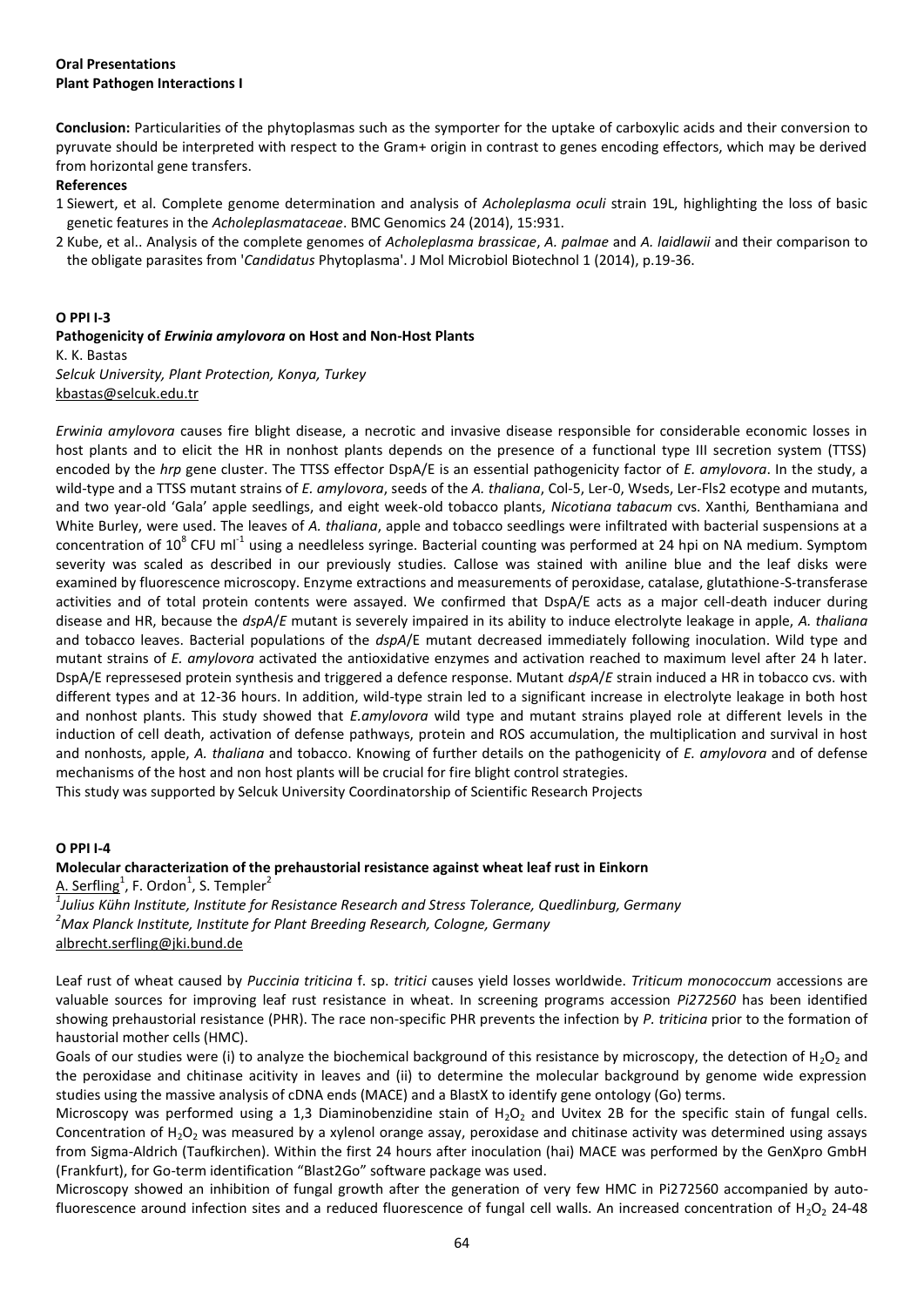**Oral Presentations**
**Plant Pathogen Interactions I**

**Conclusion:** Particularities of the phytoplasmas such as the symporter for the uptake of carboxylic acids and their conversion to pyruvate should be interpreted with respect to the Gram+ origin in contrast to genes encoding effectors, which may be derived from horizontal gene transfers.

**References**

1 Siewert, et al. Complete genome determination and analysis of *Acholeplasma oculi* strain 19L, highlighting the loss of basic genetic features in the *Acholeplasmataceae*. BMC Genomics 24 (2014), 15:931.

2 Kube, et al.. Analysis of the complete genomes of *Acholeplasma brassicae*, *A. palmae* and *A. laidlawii* and their comparison to the obligate parasites from '*Candidatus* Phytoplasma'. J Mol Microbiol Biotechnol 1 (2014), p.19-36.

**O PPI I-3**

**Pathogenicity of *Erwinia amylovora* on Host and Non-Host Plants**

K. K. Bastas

*Selcuk University, Plant Protection, Konya, Turkey*

kbastas@selcuk.edu.tr

*Erwinia amylovora* causes fire blight disease, a necrotic and invasive disease responsible for considerable economic losses in host plants and to elicit the HR in nonhost plants depends on the presence of a functional type III secretion system (TTSS) encoded by the *hrp* gene cluster. The TTSS effector DspA/E is an essential pathogenicity factor of *E. amylovora*. In the study, a wild-type and a TTSS mutant strains of *E. amylovora*, seeds of the *A. thaliana*, Col-5, Ler-0, Wseds, Ler-Fls2 ecotype and mutants, and two year-old 'Gala' apple seedlings, and eight week-old tobacco plants, *Nicotiana tabacum* cvs. Xanthi*,* Benthamiana and White Burley, were used. The leaves of *A. thaliana*, apple and tobacco seedlings were infiltrated with bacterial suspensions at a concentration of $10^8$ CFU $ml^{-1}$ using a needleless syringe. Bacterial counting was performed at 24 hpi on NA medium. Symptom severity was scaled as described in our previously studies. Callose was stained with aniline blue and the leaf disks were examined by fluorescence microscopy. Enzyme extractions and measurements of peroxidase, catalase, glutathione-S-transferase activities and of total protein contents were assayed. We confirmed that DspA/E acts as a major cell-death inducer during disease and HR, because the *dspA*/*E* mutant is severely impaired in its ability to induce electrolyte leakage in apple, *A. thaliana* and tobacco leaves. Bacterial populations of the *dspA*/E mutant decreased immediately following inoculation. Wild type and mutant strains of *E. amylovora* activated the antioxidative enzymes and activation reached to maximum level after 24 h later. DspA/E repressesed protein synthesis and triggered a defence response. Mutant *dspA*/*E* strain induced a HR in tobacco cvs. with different types and at 12-36 hours. In addition, wild-type strain led to a significant increase in electrolyte leakage in both host and nonhost plants. This study showed that *E.amylovora* wild type and mutant strains played role at different levels in the induction of cell death, activation of defense pathways, protein and ROS accumulation, the multiplication and survival in host and nonhosts, apple, *A. thaliana* and tobacco. Knowing of further details on the pathogenicity of *E. amylovora* and of defense mechanisms of the host and non host plants will be crucial for fire blight control strategies.

This study was supported by Selcuk University Coordinatorship of Scientific Research Projects

**O PPI I-4**

**Molecular characterization of the prehaustorial resistance against wheat leaf rust in Einkorn**

A. Serfling[1], F. Ordon[1], S. Templer[2]

[1]*Julius Kühn Institute, Institute for Resistance Research and Stress Tolerance, Quedlinburg, Germany*

[2]*Max Planck Institute, Institute for Plant Breeding Research, Cologne, Germany*

albrecht.serfling@jki.bund.de

Leaf rust of wheat caused by *Puccinia triticina* f. sp. *tritici* causes yield losses worldwide. *Triticum monococcum* accessions are valuable sources for improving leaf rust resistance in wheat. In screening programs accession *Pi272560* has been identified showing prehaustorial resistance (PHR). The race non-specific PHR prevents the infection by *P. triticina* prior to the formation of haustorial mother cells (HMC).

Goals of our studies were (i) to analyze the biochemical background of this resistance by microscopy, the detection of $H_2O_2$ and the peroxidase and chitinase acitivity in leaves and (ii) to determine the molecular background by genome wide expression studies using the massive analysis of cDNA ends (MACE) and a BlastX to identify gene ontology (Go) terms.

Microscopy was performed using a 1,3 Diaminobenzidine stain of $H_2O_2$ and Uvitex 2B for the specific stain of fungal cells. Concentration of $H_2O_2$ was measured by a xylenol orange assay, peroxidase and chitinase activity was determined using assays from Sigma-Aldrich (Taufkirchen). Within the first 24 hours after inoculation (hai) MACE was performed by the GenXpro GmbH (Frankfurt), for Go-term identification "Blast2Go" software package was used.

Microscopy showed an inhibition of fungal growth after the generation of very few HMC in Pi272560 accompanied by auto-fluorescence around infection sites and a reduced fluorescence of fungal cell walls. An increased concentration of $H_2O_2$ 24-48